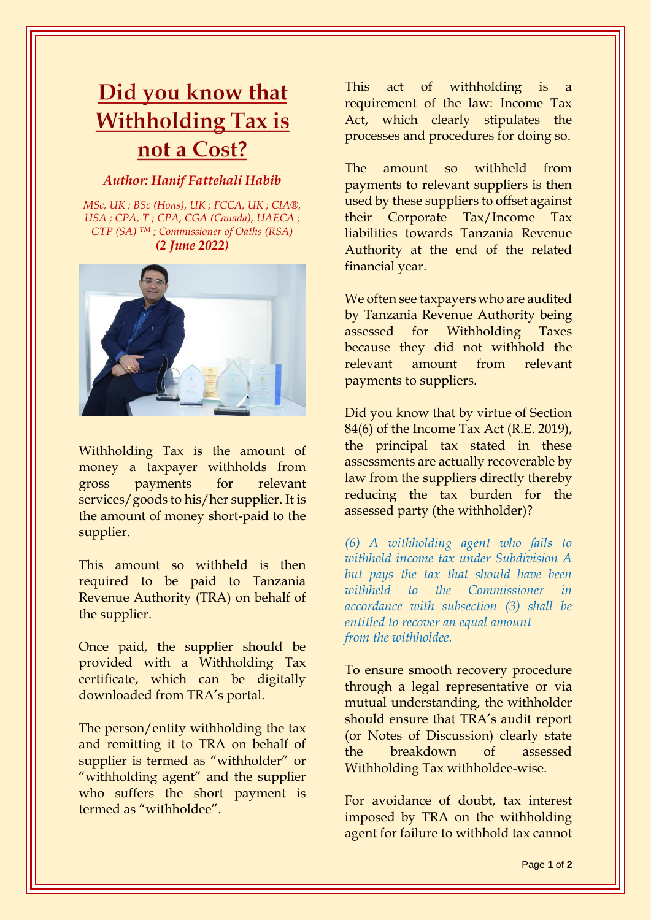# Did you know that Withholding Tax is not a Cost?

***Author: Hanif Fattehali Habib***

*MSc, UK ; BSc (Hons), UK ; FCCA, UK ; CIA®, USA ; CPA, T ; CPA, CGA (Canada), UAECA ; GTP (SA) ™ ; Commissioner of Oaths (RSA)*
***(2 June 2022)***

Withholding Tax is the amount of money a taxpayer withholds from gross payments for relevant services/goods to his/her supplier. It is the amount of money short-paid to the supplier.

This amount so withheld is then required to be paid to Tanzania Revenue Authority (TRA) on behalf of the supplier.

Once paid, the supplier should be provided with a Withholding Tax certificate, which can be digitally downloaded from TRA's portal.

The person/entity withholding the tax and remitting it to TRA on behalf of supplier is termed as "withholder" or "withholding agent" and the supplier who suffers the short payment is termed as "withholdee".

This act of withholding is a requirement of the law: Income Tax Act, which clearly stipulates the processes and procedures for doing so.

The amount so withheld from payments to relevant suppliers is then used by these suppliers to offset against their Corporate Tax/Income Tax liabilities towards Tanzania Revenue Authority at the end of the related financial year.

We often see taxpayers who are audited by Tanzania Revenue Authority being assessed for Withholding Taxes because they did not withhold the relevant amount from relevant payments to suppliers.

Did you know that by virtue of Section 84(6) of the Income Tax Act (R.E. 2019), the principal tax stated in these assessments are actually recoverable by law from the suppliers directly thereby reducing the tax burden for the assessed party (the withholder)?

*(6) A withholding agent who fails to withhold income tax under Subdivision A but pays the tax that should have been withheld to the Commissioner in accordance with subsection (3) shall be entitled to recover an equal amount from the withholdee.*

To ensure smooth recovery procedure through a legal representative or via mutual understanding, the withholder should ensure that TRA's audit report (or Notes of Discussion) clearly state the breakdown of assessed Withholding Tax withholdee-wise.

For avoidance of doubt, tax interest imposed by TRA on the withholding agent for failure to withhold tax cannot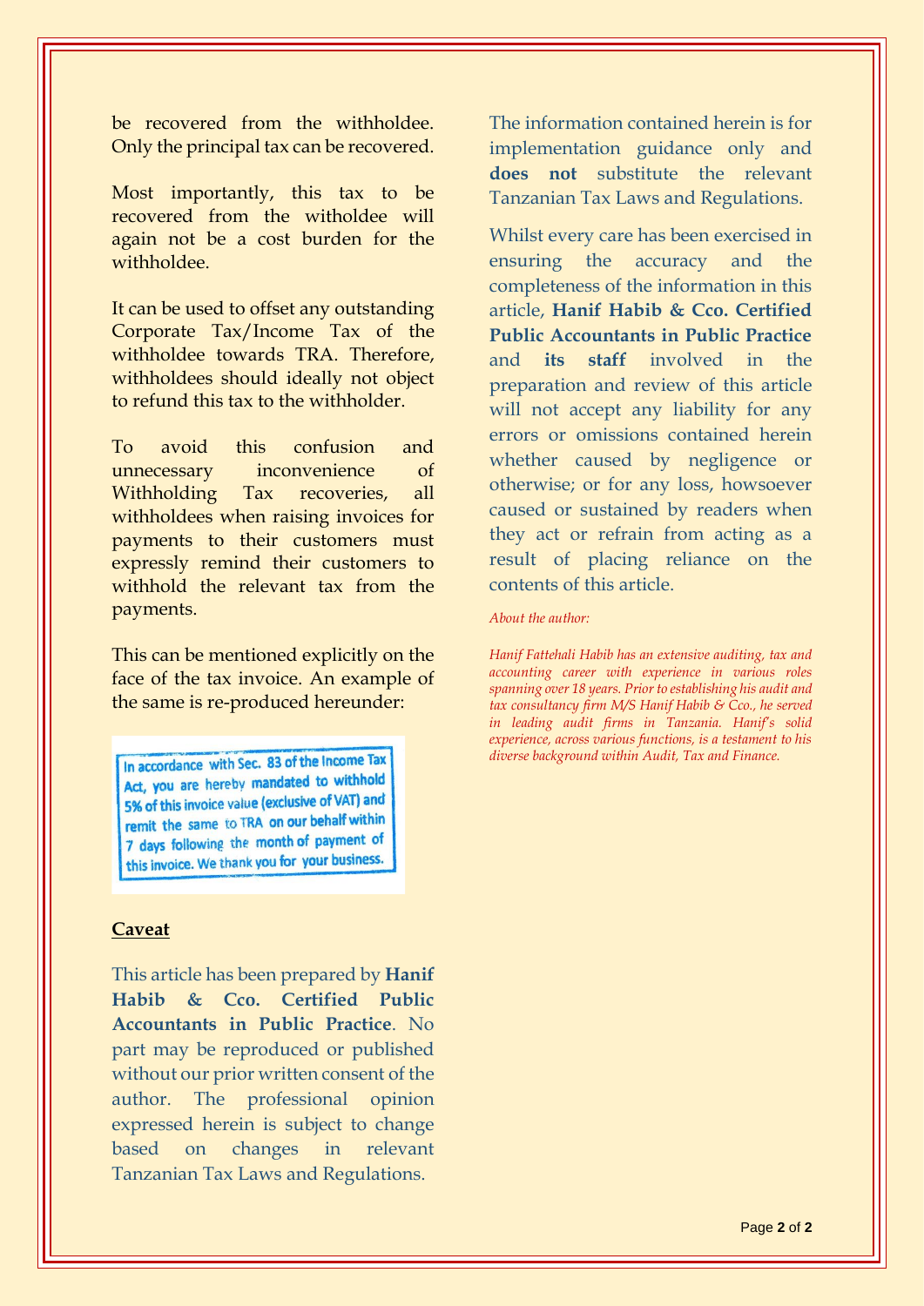be recovered from the withholdee. Only the principal tax can be recovered.

Most importantly, this tax to be recovered from the witholdee will again not be a cost burden for the withholdee.

It can be used to offset any outstanding Corporate Tax/Income Tax of the withholdee towards TRA. Therefore, withholdees should ideally not object to refund this tax to the withholder.

To avoid this confusion and unnecessary inconvenience of Withholding Tax recoveries, all withholdees when raising invoices for payments to their customers must expressly remind their customers to withhold the relevant tax from the payments.

This can be mentioned explicitly on the face of the tax invoice. An example of the same is re-produced hereunder:

> In accordance with Sec. 83 of the Income Tax Act, you are hereby mandated to withhold 5% of this invoice value (exclusive of VAT) and remit the same to TRA on our behalf within 7 days following the month of payment of this invoice. We thank you for your business.

## Caveat

This article has been prepared by **Hanif Habib & Cco. Certified Public Accountants in Public Practice**. No part may be reproduced or published without our prior written consent of the author. The professional opinion expressed herein is subject to change based on changes in relevant Tanzanian Tax Laws and Regulations.

The information contained herein is for implementation guidance only and **does not** substitute the relevant Tanzanian Tax Laws and Regulations.

Whilst every care has been exercised in ensuring the accuracy and the completeness of the information in this article, **Hanif Habib & Cco. Certified Public Accountants in Public Practice** and **its staff** involved in the preparation and review of this article will not accept any liability for any errors or omissions contained herein whether caused by negligence or otherwise; or for any loss, howsoever caused or sustained by readers when they act or refrain from acting as a result of placing reliance on the contents of this article.

*About the author:*

*Hanif Fattehali Habib has an extensive auditing, tax and accounting career with experience in various roles spanning over 18 years. Prior to establishing his audit and tax consultancy firm M/S Hanif Habib & Cco., he served in leading audit firms in Tanzania. Hanif's solid experience, across various functions, is a testament to his diverse background within Audit, Tax and Finance.*